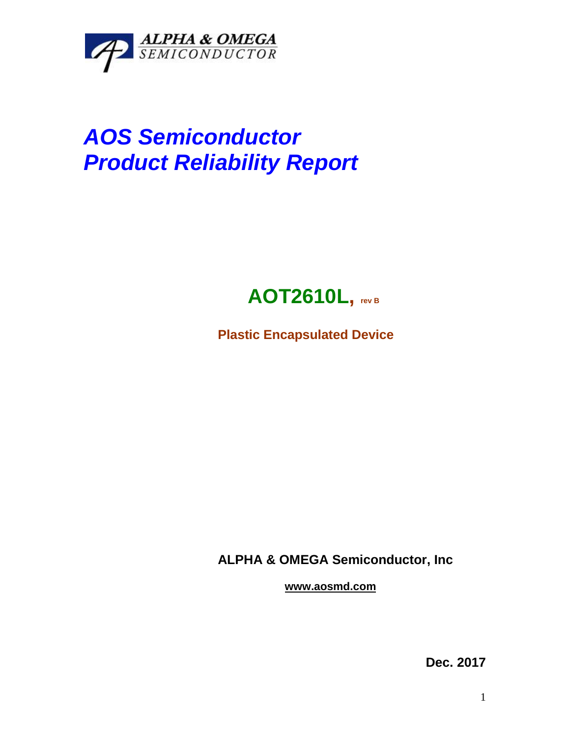ALPHA & OMEGA
SEMICONDUCTOR

# *AOS Semiconductor*
# *Product Reliability Report*

## AOT2610L, rev B

**Plastic Encapsulated Device**

**ALPHA & OMEGA Semiconductor, Inc**

**www.aosmd.com**

**Dec. 2017**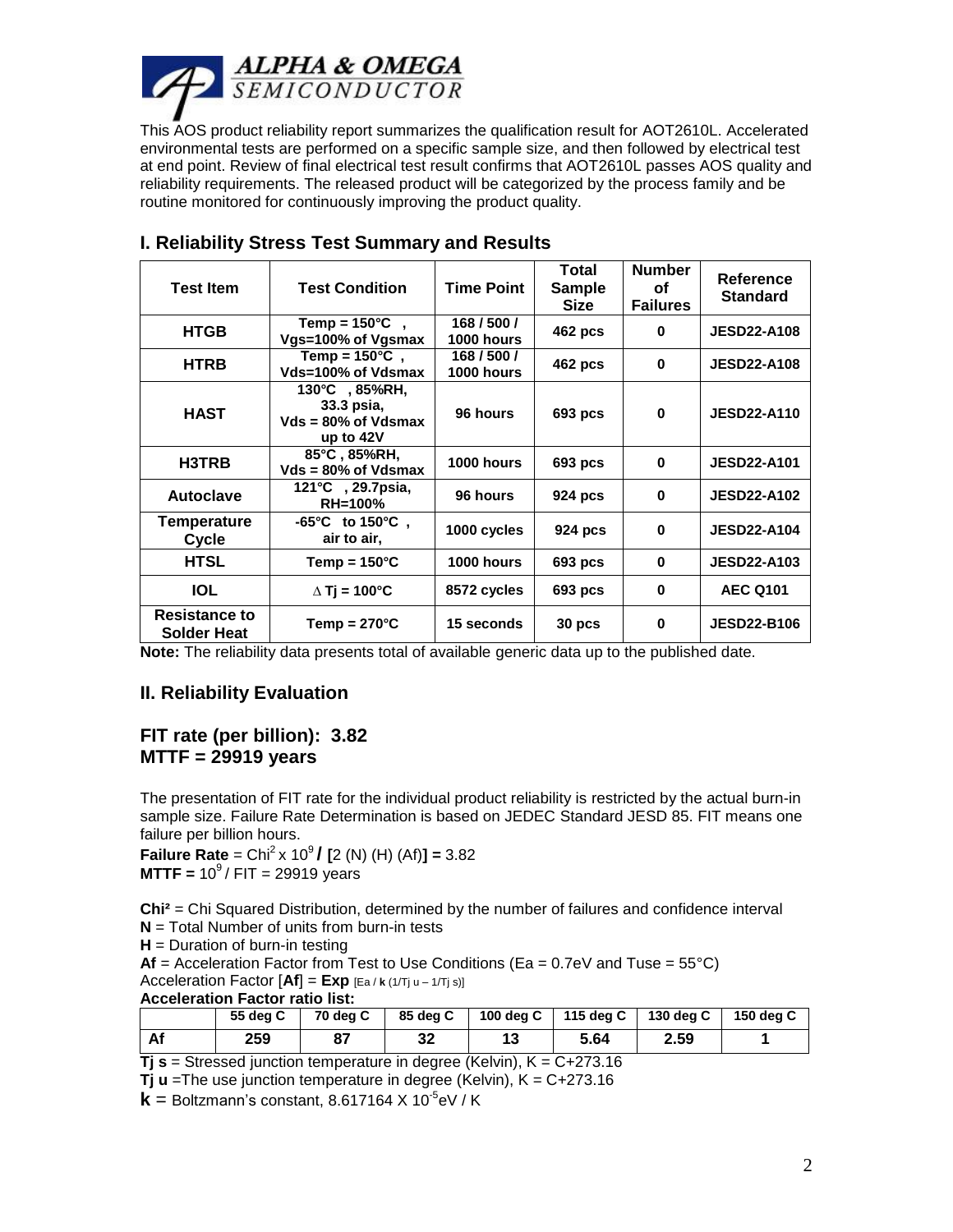ALPHA & OMEGA SEMICONDUCTOR

This AOS product reliability report summarizes the qualification result for AOT2610L. Accelerated environmental tests are performed on a specific sample size, and then followed by electrical test at end point. Review of final electrical test result confirms that AOT2610L passes AOS quality and reliability requirements. The released product will be categorized by the process family and be routine monitored for continuously improving the product quality.

## I. Reliability Stress Test Summary and Results

| Test Item | Test Condition | Time Point | Total Sample Size | Number of Failures | Reference Standard |
|---|---|---|---|---|---|
| HTGB | Temp = 150°C , Vgs=100% of Vgsmax | 168 / 500 / 1000 hours | 462 pcs | 0 | JESD22-A108 |
| HTRB | Temp = 150°C , Vds=100% of Vdsmax | 168 / 500 / 1000 hours | 462 pcs | 0 | JESD22-A108 |
| HAST | 130°C , 85%RH, 33.3 psia, Vds = 80% of Vdsmax up to 42V | 96 hours | 693 pcs | 0 | JESD22-A110 |
| H3TRB | 85°C , 85%RH, Vds = 80% of Vdsmax | 1000 hours | 693 pcs | 0 | JESD22-A101 |
| Autoclave | 121°C , 29.7psia, RH=100% | 96 hours | 924 pcs | 0 | JESD22-A102 |
| Temperature Cycle | -65°C to 150°C , air to air, | 1000 cycles | 924 pcs | 0 | JESD22-A104 |
| HTSL | Temp = 150°C | 1000 hours | 693 pcs | 0 | JESD22-A103 |
| IOL | $\Delta$ Tj = 100°C | 8572 cycles | 693 pcs | 0 | AEC Q101 |
| Resistance to Solder Heat | Temp = 270°C | 15 seconds | 30 pcs | 0 | JESD22-B106 |

**Note:** The reliability data presents total of available generic data up to the published date.

## II. Reliability Evaluation

### FIT rate (per billion): 3.82
### MTTF = 29919 years

The presentation of FIT rate for the individual product reliability is restricted by the actual burn-in sample size. Failure Rate Determination is based on JEDEC Standard JESD 85. FIT means one failure per billion hours.

**Failure Rate** = $Chi^2 \times 10^9$ **/ [**2 (N) (H) (Af)**] =** 3.82

**MTTF =** $10^9$ / FIT = 29919 years

**Chi²** = Chi Squared Distribution, determined by the number of failures and confidence interval

**N** = Total Number of units from burn-in tests

**H** = Duration of burn-in testing

**Af** = Acceleration Factor from Test to Use Conditions (Ea = 0.7eV and Tuse = 55°C)

Acceleration Factor [**Af**] = **Exp** $[Ea / k (1/Tj\ u - 1/Tj\ s)]$

**Acceleration Factor ratio list:**

| | 55 deg C | 70 deg C | 85 deg C | 100 deg C | 115 deg C | 130 deg C | 150 deg C |
|---|---|---|---|---|---|---|---|
| Af | 259 | 87 | 32 | 13 | 5.64 | 2.59 | 1 |

**Tj s** = Stressed junction temperature in degree (Kelvin), K = C+273.16

**Tj u** =The use junction temperature in degree (Kelvin), K = C+273.16

**k** = Boltzmann's constant, $8.617164 \times 10^{-5}$eV / K